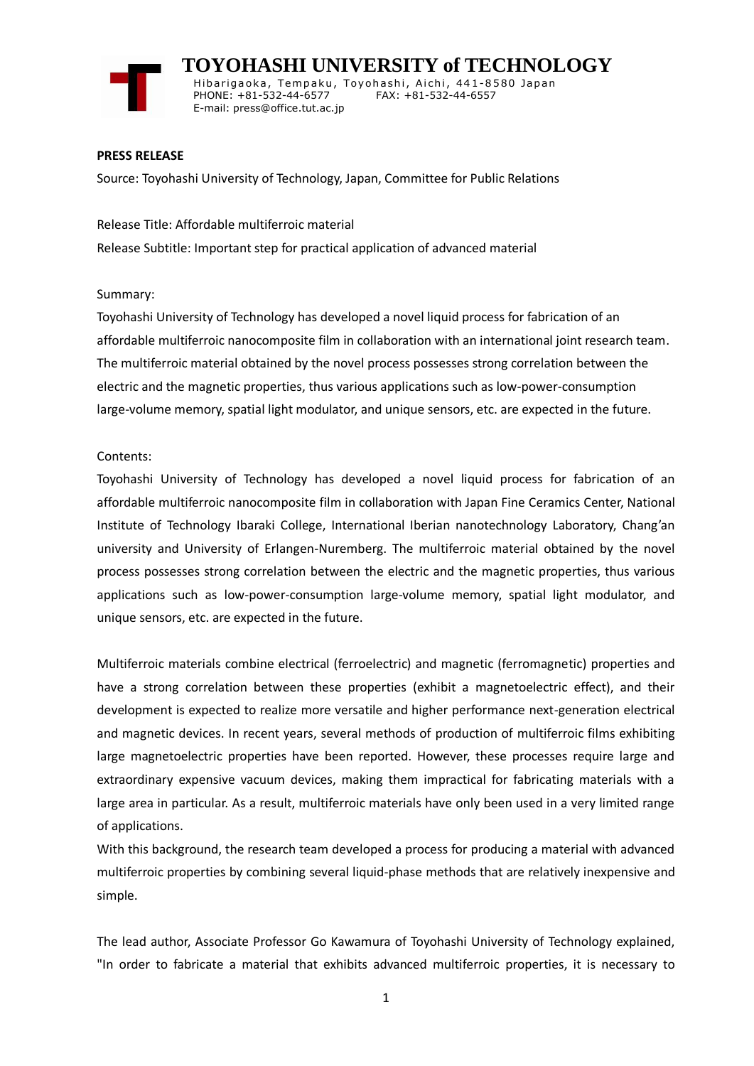# TOYOHASHI UNIVERSITY of TECHNOLOGY

Hibarigaoka, Tempaku, Toyohashi, Aichi, 441-8580 Japan
PHONE: +81-532-44-6577 FAX: +81-532-44-6557
E-mail: press@office.tut.ac.jp

**PRESS RELEASE**

Source: Toyohashi University of Technology, Japan, Committee for Public Relations

Release Title: Affordable multiferroic material

Release Subtitle: Important step for practical application of advanced material

Summary:

Toyohashi University of Technology has developed a novel liquid process for fabrication of an affordable multiferroic nanocomposite film in collaboration with an international joint research team. The multiferroic material obtained by the novel process possesses strong correlation between the electric and the magnetic properties, thus various applications such as low-power-consumption large-volume memory, spatial light modulator, and unique sensors, etc. are expected in the future.

Contents:

Toyohashi University of Technology has developed a novel liquid process for fabrication of an affordable multiferroic nanocomposite film in collaboration with Japan Fine Ceramics Center, National Institute of Technology Ibaraki College, International Iberian nanotechnology Laboratory, Chang'an university and University of Erlangen-Nuremberg. The multiferroic material obtained by the novel process possesses strong correlation between the electric and the magnetic properties, thus various applications such as low-power-consumption large-volume memory, spatial light modulator, and unique sensors, etc. are expected in the future.

Multiferroic materials combine electrical (ferroelectric) and magnetic (ferromagnetic) properties and have a strong correlation between these properties (exhibit a magnetoelectric effect), and their development is expected to realize more versatile and higher performance next-generation electrical and magnetic devices. In recent years, several methods of production of multiferroic films exhibiting large magnetoelectric properties have been reported. However, these processes require large and extraordinary expensive vacuum devices, making them impractical for fabricating materials with a large area in particular. As a result, multiferroic materials have only been used in a very limited range of applications.

With this background, the research team developed a process for producing a material with advanced multiferroic properties by combining several liquid-phase methods that are relatively inexpensive and simple.

The lead author, Associate Professor Go Kawamura of Toyohashi University of Technology explained, "In order to fabricate a material that exhibits advanced multiferroic properties, it is necessary to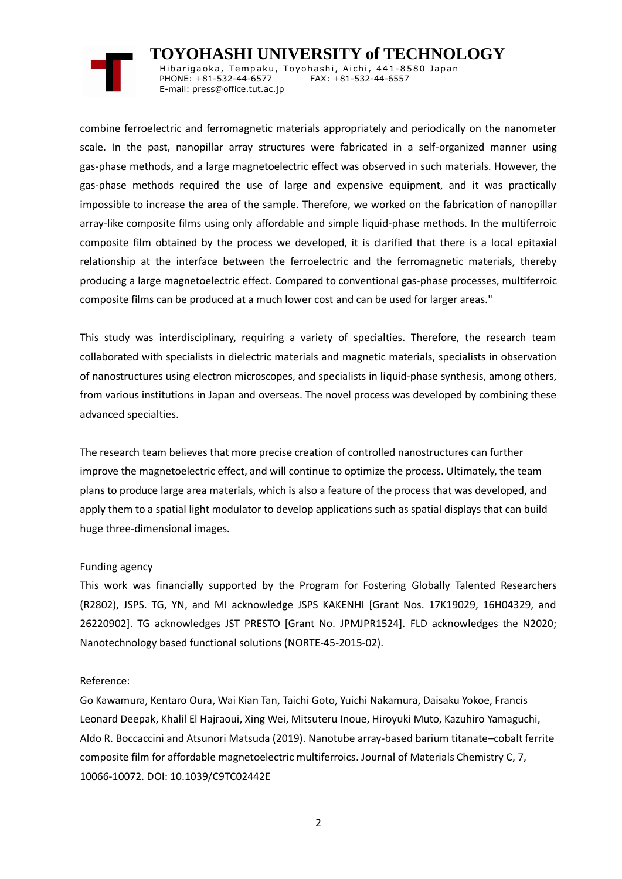combine ferroelectric and ferromagnetic materials appropriately and periodically on the nanometer scale. In the past, nanopillar array structures were fabricated in a self-organized manner using gas-phase methods, and a large magnetoelectric effect was observed in such materials. However, the gas-phase methods required the use of large and expensive equipment, and it was practically impossible to increase the area of the sample. Therefore, we worked on the fabrication of nanopillar array-like composite films using only affordable and simple liquid-phase methods. In the multiferroic composite film obtained by the process we developed, it is clarified that there is a local epitaxial relationship at the interface between the ferroelectric and the ferromagnetic materials, thereby producing a large magnetoelectric effect. Compared to conventional gas-phase processes, multiferroic composite films can be produced at a much lower cost and can be used for larger areas."

This study was interdisciplinary, requiring a variety of specialties. Therefore, the research team collaborated with specialists in dielectric materials and magnetic materials, specialists in observation of nanostructures using electron microscopes, and specialists in liquid-phase synthesis, among others, from various institutions in Japan and overseas. The novel process was developed by combining these advanced specialties.

The research team believes that more precise creation of controlled nanostructures can further improve the magnetoelectric effect, and will continue to optimize the process. Ultimately, the team plans to produce large area materials, which is also a feature of the process that was developed, and apply them to a spatial light modulator to develop applications such as spatial displays that can build huge three-dimensional images.

Funding agency

This work was financially supported by the Program for Fostering Globally Talented Researchers (R2802), JSPS. TG, YN, and MI acknowledge JSPS KAKENHI [Grant Nos. 17K19029, 16H04329, and 26220902]. TG acknowledges JST PRESTO [Grant No. JPMJPR1524]. FLD acknowledges the N2020; Nanotechnology based functional solutions (NORTE-45-2015-02).

Reference:

Go Kawamura, Kentaro Oura, Wai Kian Tan, Taichi Goto, Yuichi Nakamura, Daisaku Yokoe, Francis Leonard Deepak, Khalil El Hajraoui, Xing Wei, Mitsuteru Inoue, Hiroyuki Muto, Kazuhiro Yamaguchi, Aldo R. Boccaccini and Atsunori Matsuda (2019). Nanotube array-based barium titanate–cobalt ferrite composite film for affordable magnetoelectric multiferroics. Journal of Materials Chemistry C, 7, 10066-10072. DOI: 10.1039/C9TC02442E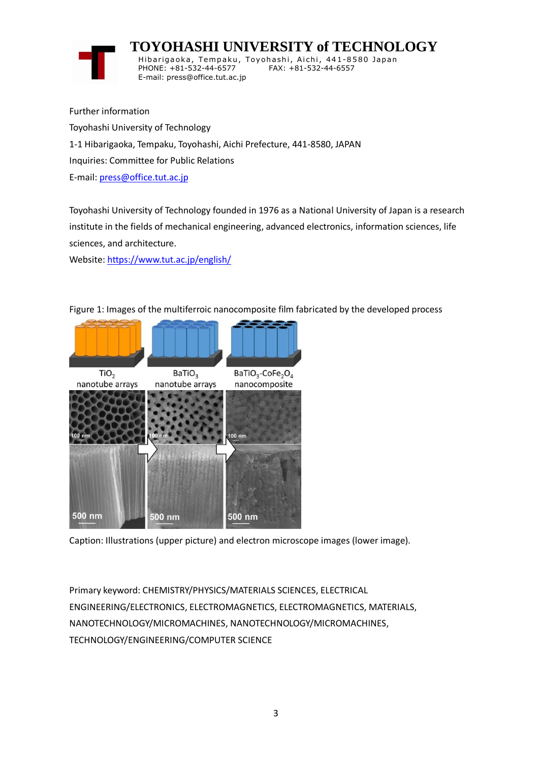Further information

Toyohashi University of Technology

1-1 Hibarigaoka, Tempaku, Toyohashi, Aichi Prefecture, 441-8580, JAPAN

Inquiries: Committee for Public Relations

E-mail: press@office.tut.ac.jp

Toyohashi University of Technology founded in 1976 as a National University of Japan is a research institute in the fields of mechanical engineering, advanced electronics, information sciences, life sciences, and architecture.

Website: https://www.tut.ac.jp/english/

Figure 1: Images of the multiferroic nanocomposite film fabricated by the developed process

$TiO_2$ nanotube arrays

$BaTiO_3$ nanotube arrays

$BaTiO_3$-$CoFe_2O_4$ nanocomposite

100 nm

100 nm

100 nm

500 nm

500 nm

500 nm

Caption: Illustrations (upper picture) and electron microscope images (lower image).

Primary keyword: CHEMISTRY/PHYSICS/MATERIALS SCIENCES, ELECTRICAL ENGINEERING/ELECTRONICS, ELECTROMAGNETICS, ELECTROMAGNETICS, MATERIALS, NANOTECHNOLOGY/MICROMACHINES, NANOTECHNOLOGY/MICROMACHINES, TECHNOLOGY/ENGINEERING/COMPUTER SCIENCE